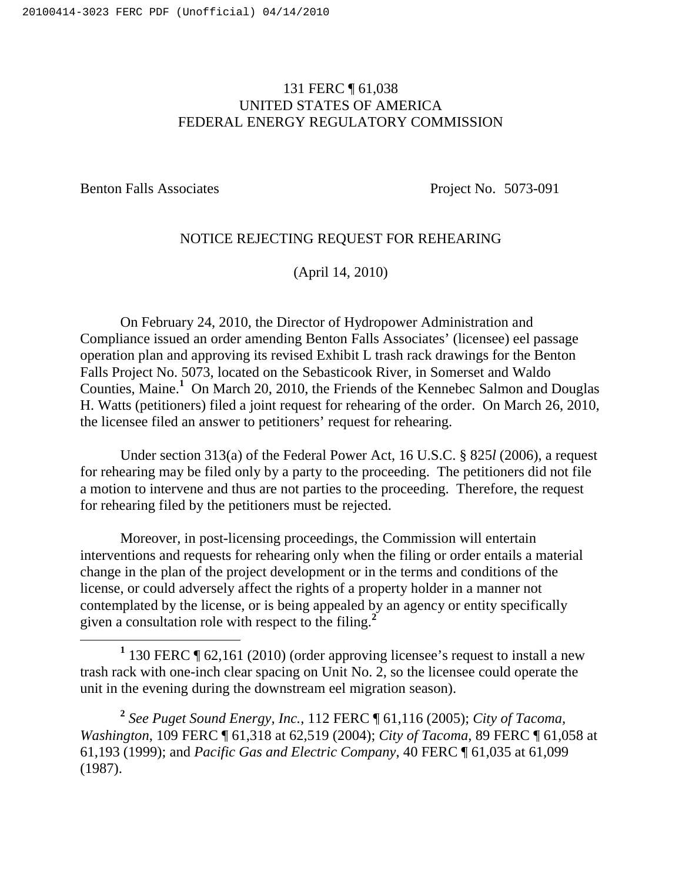131 FERC ¶ 61,038
UNITED STATES OF AMERICA
FEDERAL ENERGY REGULATORY COMMISSION

Benton Falls Associates Project No. 5073-091

NOTICE REJECTING REQUEST FOR REHEARING

(April 14, 2010)

On February 24, 2010, the Director of Hydropower Administration and Compliance issued an order amending Benton Falls Associates' (licensee) eel passage operation plan and approving its revised Exhibit L trash rack drawings for the Benton Falls Project No. 5073, located on the Sebasticook River, in Somerset and Waldo Counties, Maine.[1] On March 20, 2010, the Friends of the Kennebec Salmon and Douglas H. Watts (petitioners) filed a joint request for rehearing of the order. On March 26, 2010, the licensee filed an answer to petitioners' request for rehearing.

Under section 313(a) of the Federal Power Act, 16 U.S.C. § 825*l* (2006), a request for rehearing may be filed only by a party to the proceeding. The petitioners did not file a motion to intervene and thus are not parties to the proceeding. Therefore, the request for rehearing filed by the petitioners must be rejected.

Moreover, in post-licensing proceedings, the Commission will entertain interventions and requests for rehearing only when the filing or order entails a material change in the plan of the project development or in the terms and conditions of the license, or could adversely affect the rights of a property holder in a manner not contemplated by the license, or is being appealed by an agency or entity specifically given a consultation role with respect to the filing.[2]

---

[1] 130 FERC ¶ 62,161 (2010) (order approving licensee's request to install a new trash rack with one-inch clear spacing on Unit No. 2, so the licensee could operate the unit in the evening during the downstream eel migration season).

[2] *See Puget Sound Energy, Inc.*, 112 FERC ¶ 61,116 (2005); *City of Tacoma, Washington*, 109 FERC ¶ 61,318 at 62,519 (2004); *City of Tacoma*, 89 FERC ¶ 61,058 at 61,193 (1999); and *Pacific Gas and Electric Company*, 40 FERC ¶ 61,035 at 61,099 (1987).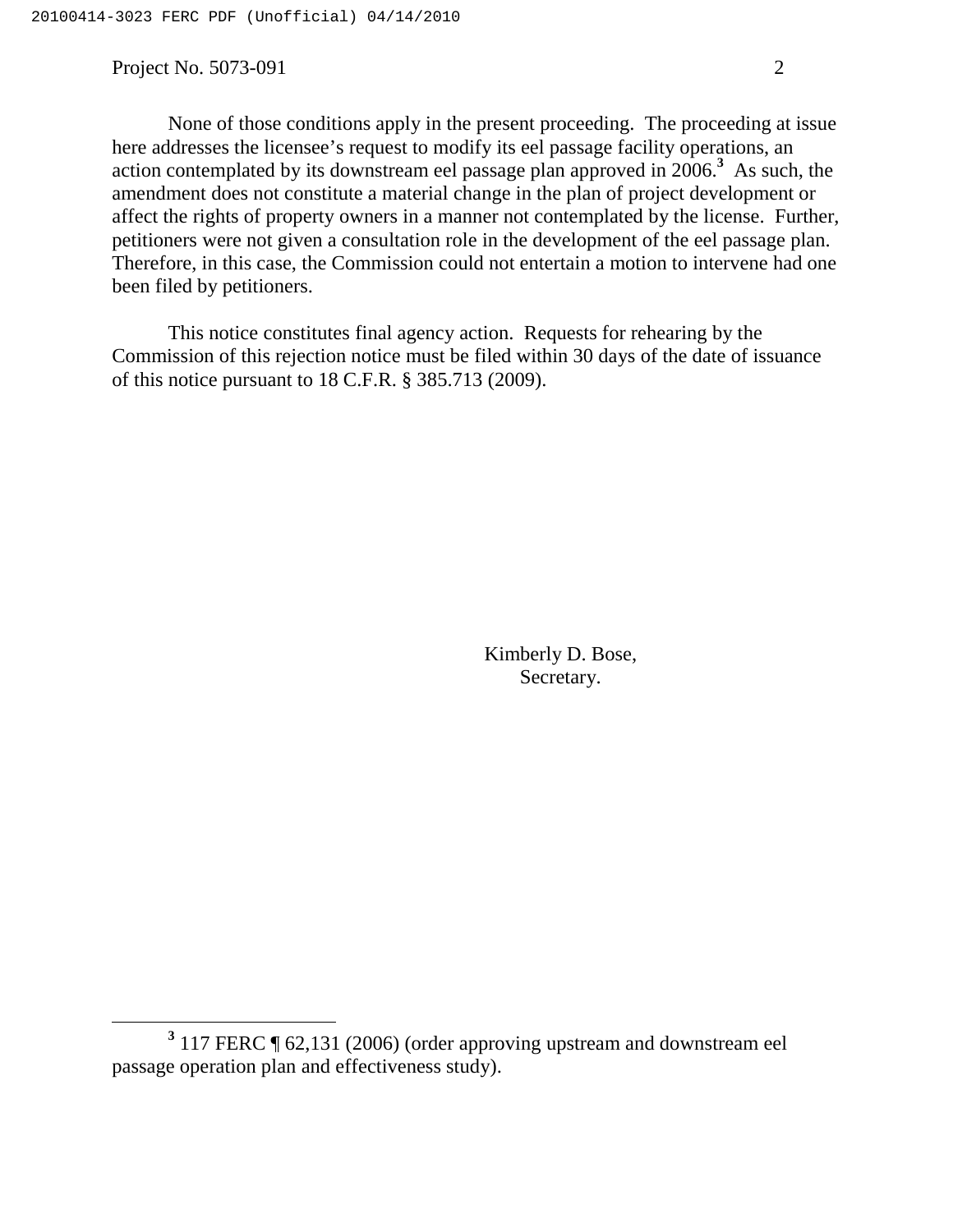None of those conditions apply in the present proceeding. The proceeding at issue here addresses the licensee's request to modify its eel passage facility operations, an action contemplated by its downstream eel passage plan approved in 2006.[3] As such, the amendment does not constitute a material change in the plan of project development or affect the rights of property owners in a manner not contemplated by the license. Further, petitioners were not given a consultation role in the development of the eel passage plan. Therefore, in this case, the Commission could not entertain a motion to intervene had one been filed by petitioners.

This notice constitutes final agency action. Requests for rehearing by the Commission of this rejection notice must be filed within 30 days of the date of issuance of this notice pursuant to 18 C.F.R. § 385.713 (2009).

Kimberly D. Bose,
Secretary.

---

[3] 117 FERC ¶ 62,131 (2006) (order approving upstream and downstream eel passage operation plan and effectiveness study).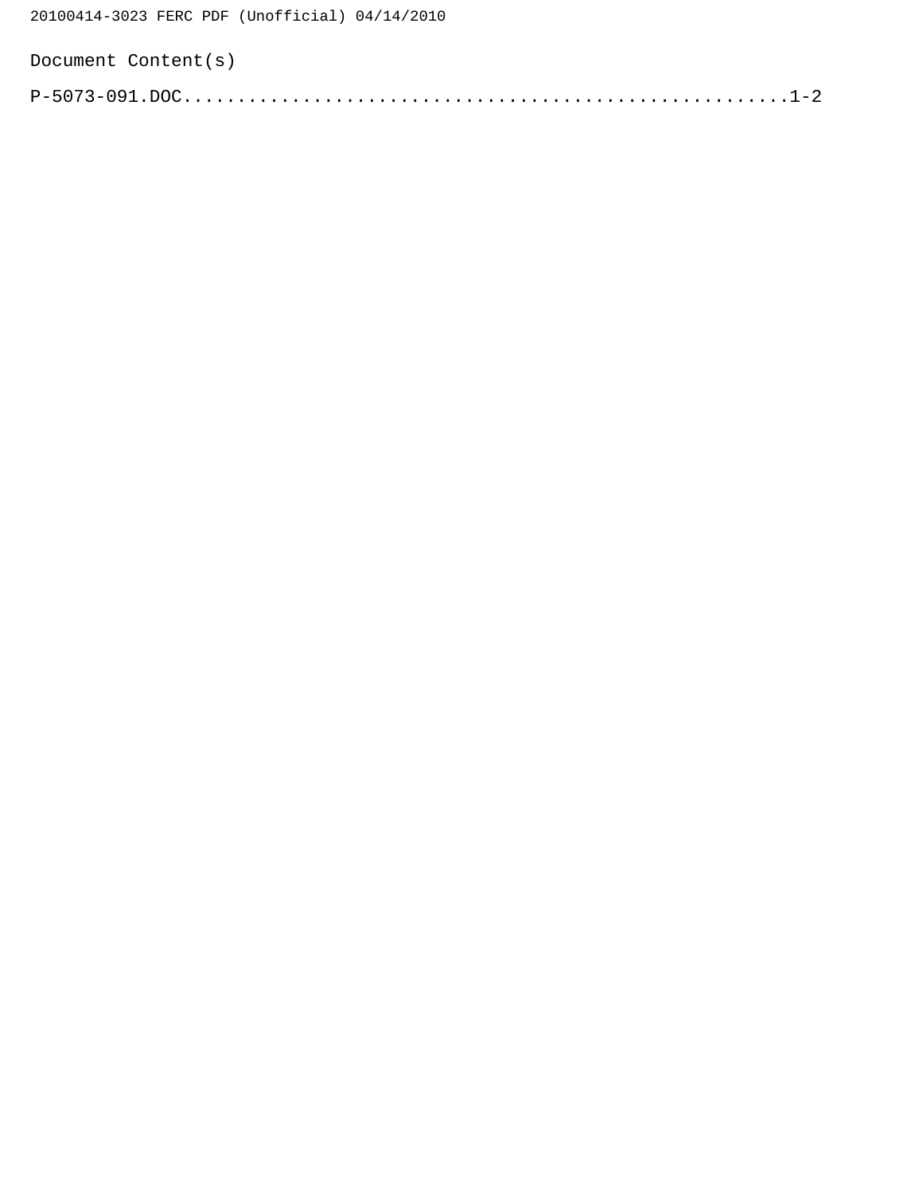Document Content(s)

P-5073-091.DOC.....................................................1-2